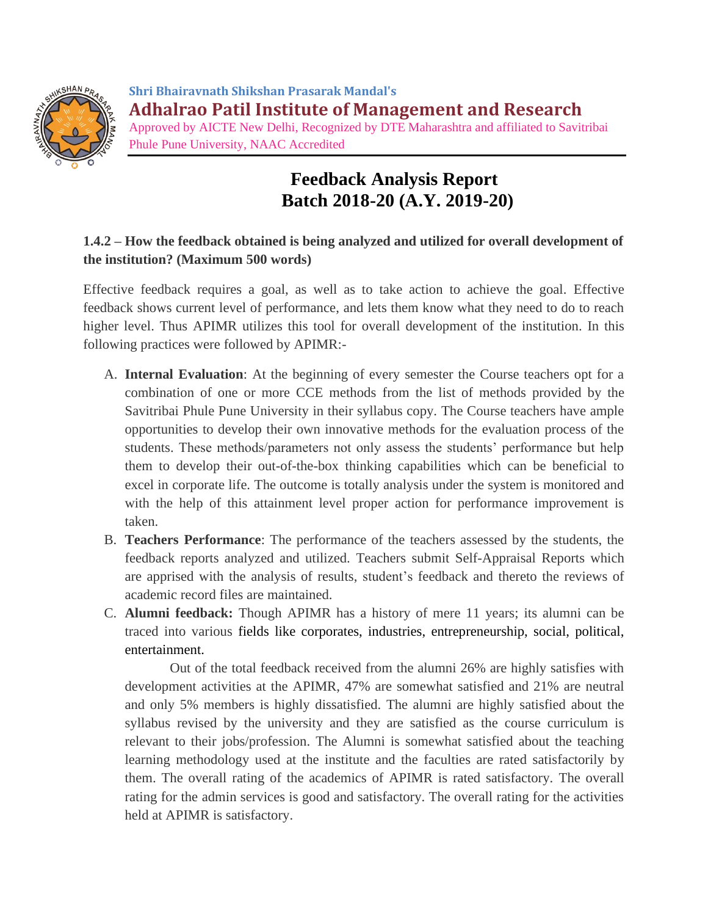Shri Bhairavnath Shikshan Prasarak Mandal's

# Adhalrao Patil Institute of Management and Research

Approved by AICTE New Delhi, Recognized by DTE Maharashtra and affiliated to Savitribai Phule Pune University, NAAC Accredited

## Feedback Analysis Report
## Batch 2018-20 (A.Y. 2019-20)

**1.4.2 – How the feedback obtained is being analyzed and utilized for overall development of the institution? (Maximum 500 words)**

Effective feedback requires a goal, as well as to take action to achieve the goal. Effective feedback shows current level of performance, and lets them know what they need to do to reach higher level. Thus APIMR utilizes this tool for overall development of the institution. In this following practices were followed by APIMR:-

A. **Internal Evaluation**: At the beginning of every semester the Course teachers opt for a combination of one or more CCE methods from the list of methods provided by the Savitribai Phule Pune University in their syllabus copy. The Course teachers have ample opportunities to develop their own innovative methods for the evaluation process of the students. These methods/parameters not only assess the students' performance but help them to develop their out-of-the-box thinking capabilities which can be beneficial to excel in corporate life. The outcome is totally analysis under the system is monitored and with the help of this attainment level proper action for performance improvement is taken.

B. **Teachers Performance**: The performance of the teachers assessed by the students, the feedback reports analyzed and utilized. Teachers submit Self-Appraisal Reports which are apprised with the analysis of results, student's feedback and thereto the reviews of academic record files are maintained.

C. **Alumni feedback:** Though APIMR has a history of mere 11 years; its alumni can be traced into various fields like corporates, industries, entrepreneurship, social, political, entertainment.

   Out of the total feedback received from the alumni 26% are highly satisfies with development activities at the APIMR, 47% are somewhat satisfied and 21% are neutral and only 5% members is highly dissatisfied. The alumni are highly satisfied about the syllabus revised by the university and they are satisfied as the course curriculum is relevant to their jobs/profession. The Alumni is somewhat satisfied about the teaching learning methodology used at the institute and the faculties are rated satisfactorily by them. The overall rating of the academics of APIMR is rated satisfactory. The overall rating for the admin services is good and satisfactory. The overall rating for the activities held at APIMR is satisfactory.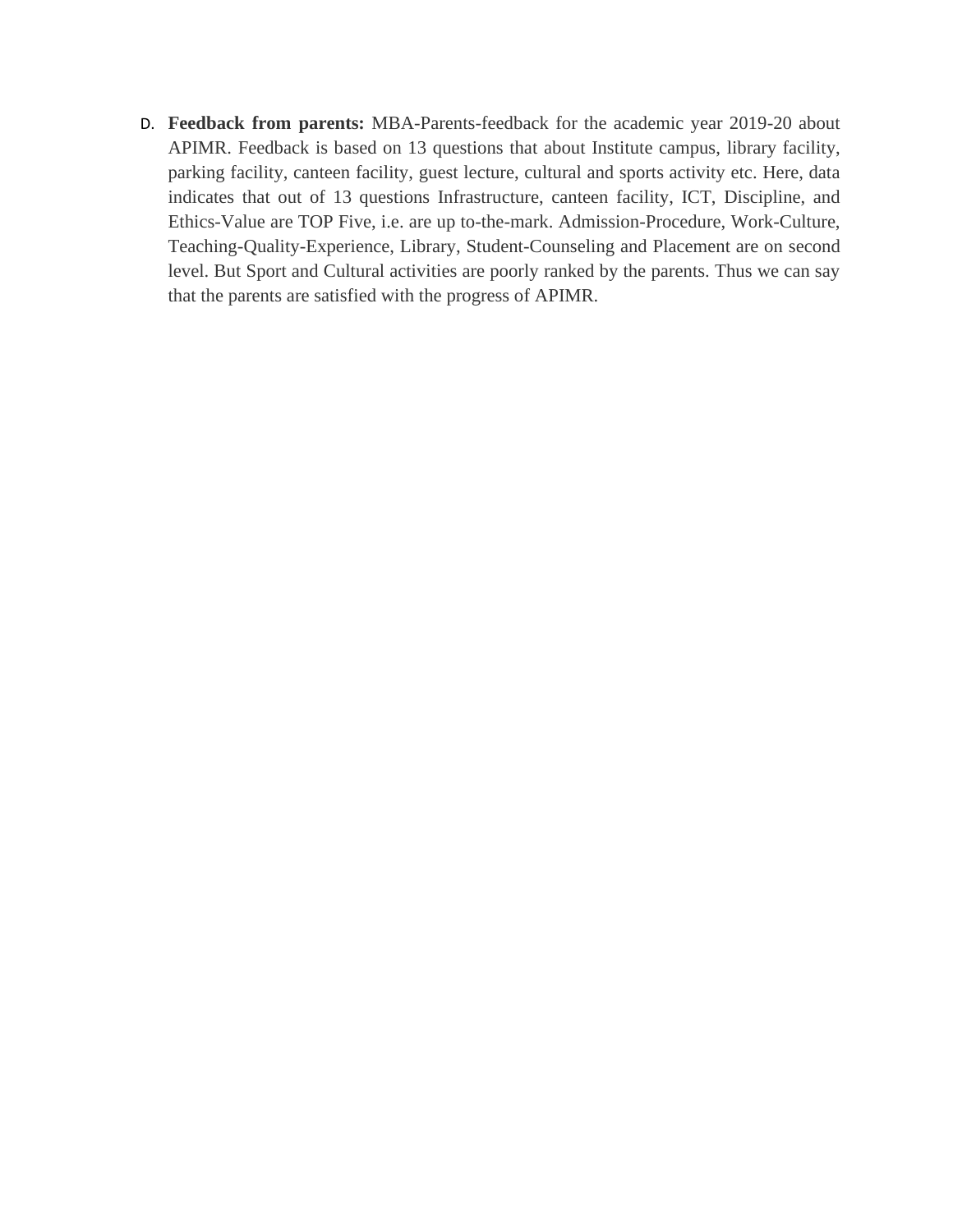D. **Feedback from parents:** MBA-Parents-feedback for the academic year 2019-20 about APIMR. Feedback is based on 13 questions that about Institute campus, library facility, parking facility, canteen facility, guest lecture, cultural and sports activity etc. Here, data indicates that out of 13 questions Infrastructure, canteen facility, ICT, Discipline, and Ethics-Value are TOP Five, i.e. are up to-the-mark. Admission-Procedure, Work-Culture, Teaching-Quality-Experience, Library, Student-Counseling and Placement are on second level. But Sport and Cultural activities are poorly ranked by the parents. Thus we can say that the parents are satisfied with the progress of APIMR.